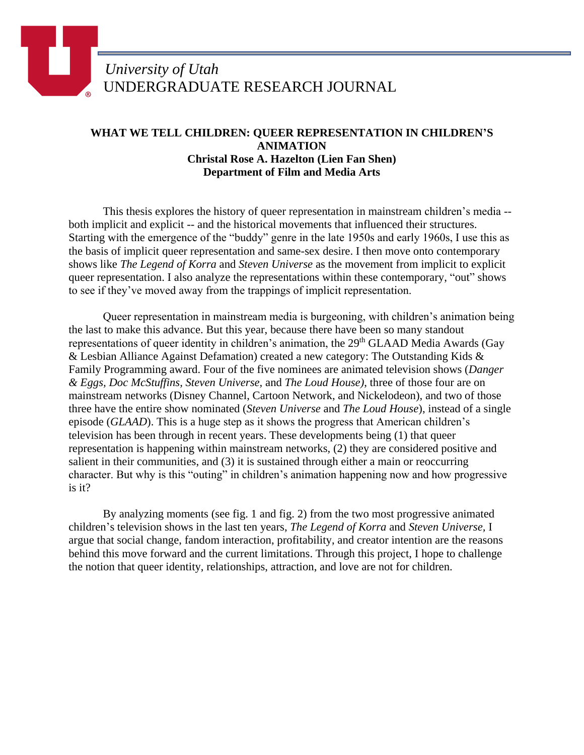*University of Utah*
UNDERGRADUATE RESEARCH JOURNAL

**WHAT WE TELL CHILDREN: QUEER REPRESENTATION IN CHILDREN'S ANIMATION**
**Christal Rose A. Hazelton (Lien Fan Shen)**
**Department of Film and Media Arts**

This thesis explores the history of queer representation in mainstream children's media -- both implicit and explicit -- and the historical movements that influenced their structures. Starting with the emergence of the "buddy" genre in the late 1950s and early 1960s, I use this as the basis of implicit queer representation and same-sex desire. I then move onto contemporary shows like *The Legend of Korra* and *Steven Universe* as the movement from implicit to explicit queer representation. I also analyze the representations within these contemporary, "out" shows to see if they've moved away from the trappings of implicit representation.

Queer representation in mainstream media is burgeoning, with children's animation being the last to make this advance. But this year, because there have been so many standout representations of queer identity in children's animation, the 29th GLAAD Media Awards (Gay & Lesbian Alliance Against Defamation) created a new category: The Outstanding Kids & Family Programming award. Four of the five nominees are animated television shows (*Danger & Eggs, Doc McStuffins, Steven Universe,* and *The Loud House)*, three of those four are on mainstream networks (Disney Channel, Cartoon Network, and Nickelodeon), and two of those three have the entire show nominated (*Steven Universe* and *The Loud House*), instead of a single episode (*GLAAD*). This is a huge step as it shows the progress that American children's television has been through in recent years. These developments being (1) that queer representation is happening within mainstream networks, (2) they are considered positive and salient in their communities, and (3) it is sustained through either a main or reoccurring character. But why is this "outing" in children's animation happening now and how progressive is it?

By analyzing moments (see fig. 1 and fig. 2) from the two most progressive animated children's television shows in the last ten years, *The Legend of Korra* and *Steven Universe,* I argue that social change, fandom interaction, profitability, and creator intention are the reasons behind this move forward and the current limitations. Through this project, I hope to challenge the notion that queer identity, relationships, attraction, and love are not for children.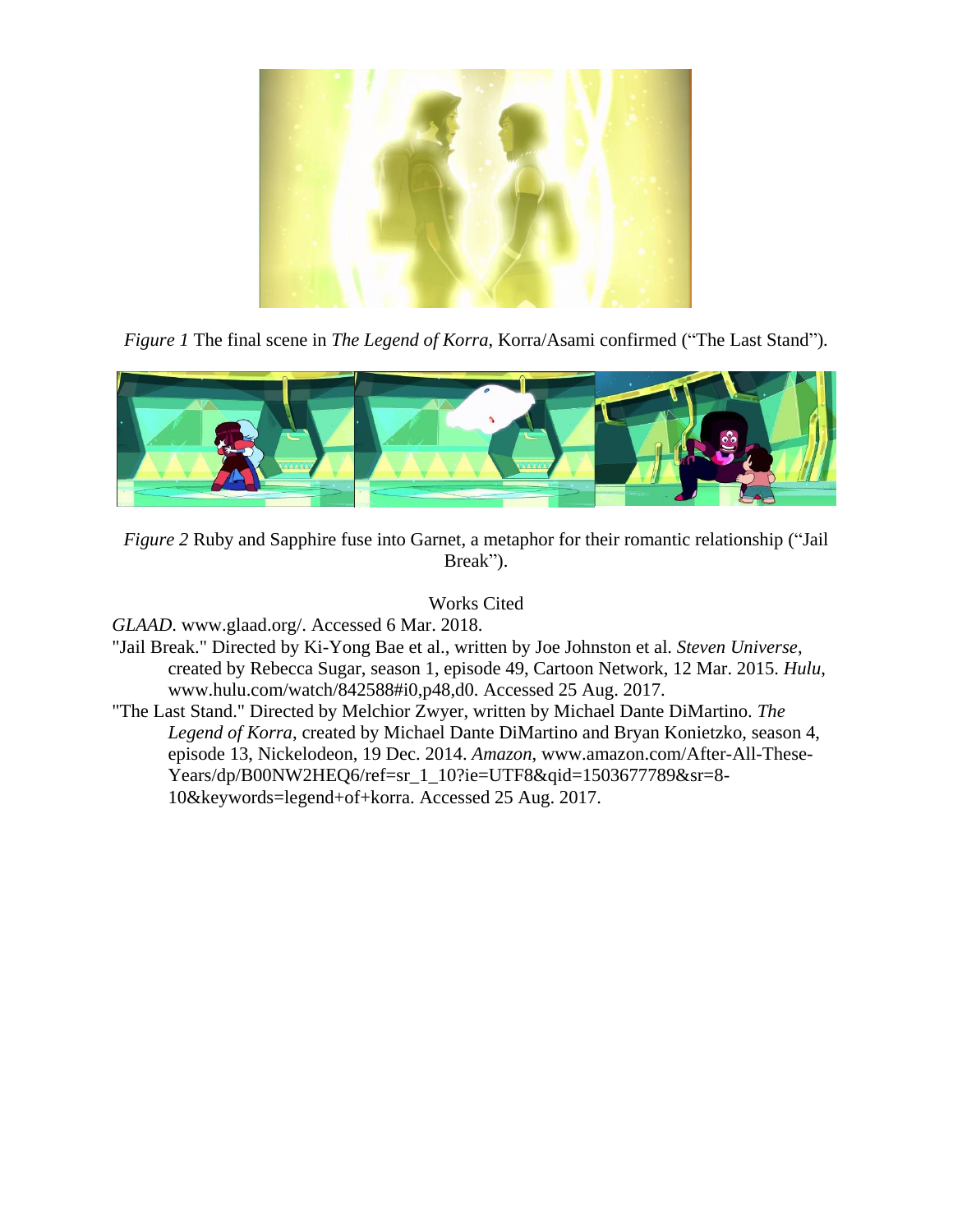*Figure 1* The final scene in *The Legend of Korra*, Korra/Asami confirmed ("The Last Stand").

*Figure 2* Ruby and Sapphire fuse into Garnet, a metaphor for their romantic relationship ("Jail Break").

Works Cited

*GLAAD.* www.glaad.org/. Accessed 6 Mar. 2018.

"Jail Break." Directed by Ki-Yong Bae et al., written by Joe Johnston et al. *Steven Universe*, created by Rebecca Sugar, season 1, episode 49, Cartoon Network, 12 Mar. 2015. *Hulu*, www.hulu.com/watch/842588#i0,p48,d0. Accessed 25 Aug. 2017.

"The Last Stand." Directed by Melchior Zwyer, written by Michael Dante DiMartino. *The Legend of Korra*, created by Michael Dante DiMartino and Bryan Konietzko, season 4, episode 13, Nickelodeon, 19 Dec. 2014. *Amazon*, www.amazon.com/After-All-These-Years/dp/B00NW2HEQ6/ref=sr_1_10?ie=UTF8&qid=1503677789&sr=8-10&keywords=legend+of+korra. Accessed 25 Aug. 2017.